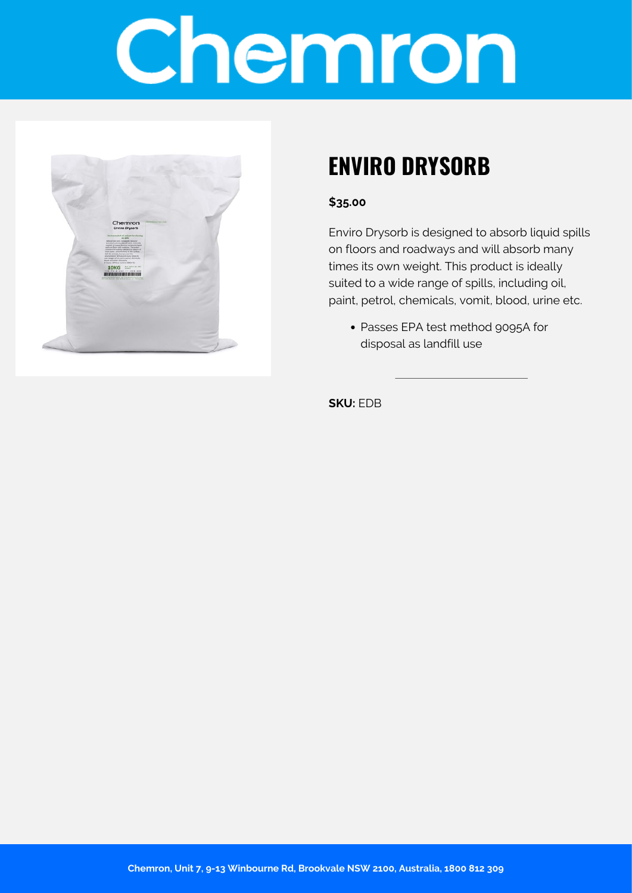# Chemron

## ENVIRO DRYSORB

**$35.00**

Enviro Drysorb is designed to absorb liquid spills on floors and roadways and will absorb many times its own weight. This product is ideally suited to a wide range of spills, including oil, paint, petrol, chemicals, vomit, blood, urine etc.

- Passes EPA test method 9095A for disposal as landfill use

---

**SKU:** EDB

**Chemron, Unit 7, 9-13 Winbourne Rd, Brookvale NSW 2100, Australia, 1800 812 309**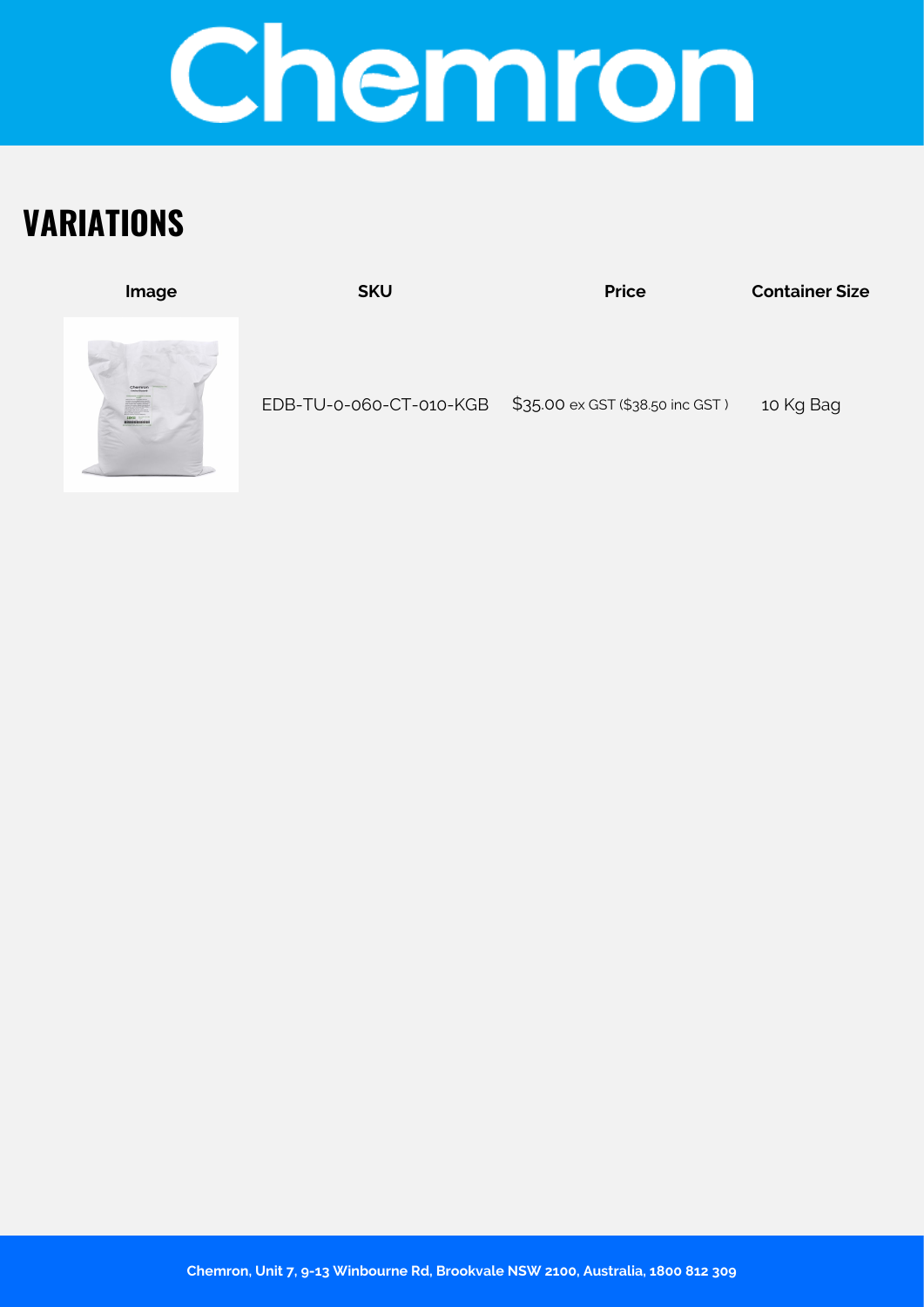## VARIATIONS

| Image | SKU | Price | Container Size |
| --- | --- | --- | --- |
| | EDB-TU-0-060-CT-010-KGB | $35.00 ex GST ($38.50 inc GST ) | 10 Kg Bag |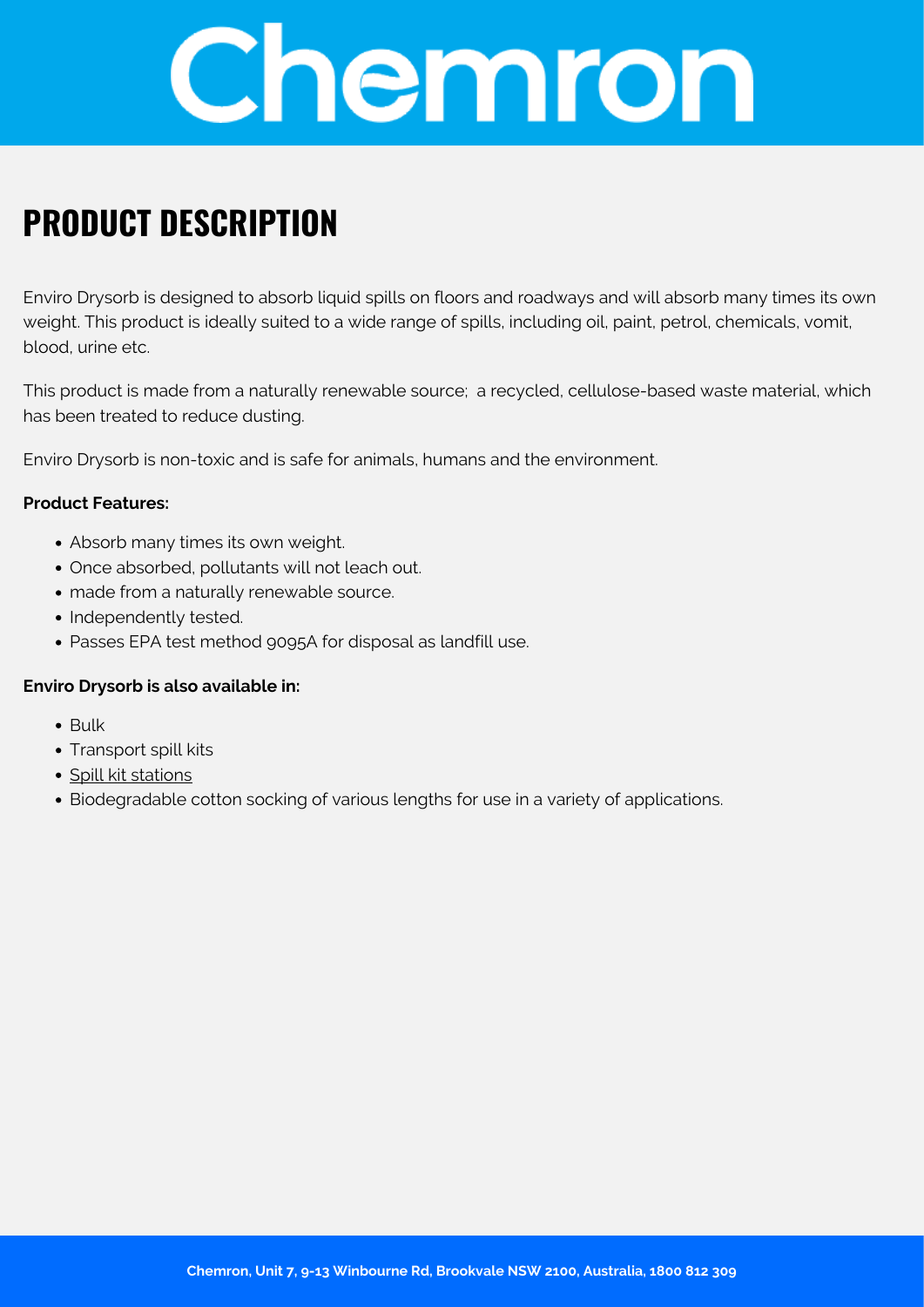# PRODUCT DESCRIPTION

Enviro Drysorb is designed to absorb liquid spills on floors and roadways and will absorb many times its own weight. This product is ideally suited to a wide range of spills, including oil, paint, petrol, chemicals, vomit, blood, urine etc.

This product is made from a naturally renewable source; a recycled, cellulose-based waste material, which has been treated to reduce dusting.

Enviro Drysorb is non-toxic and is safe for animals, humans and the environment.

**Product Features:**

- Absorb many times its own weight.
- Once absorbed, pollutants will not leach out.
- made from a naturally renewable source.
- Independently tested.
- Passes EPA test method 9095A for disposal as landfill use.

**Enviro Drysorb is also available in:**

- Bulk
- Transport spill kits
- Spill kit stations
- Biodegradable cotton socking of various lengths for use in a variety of applications.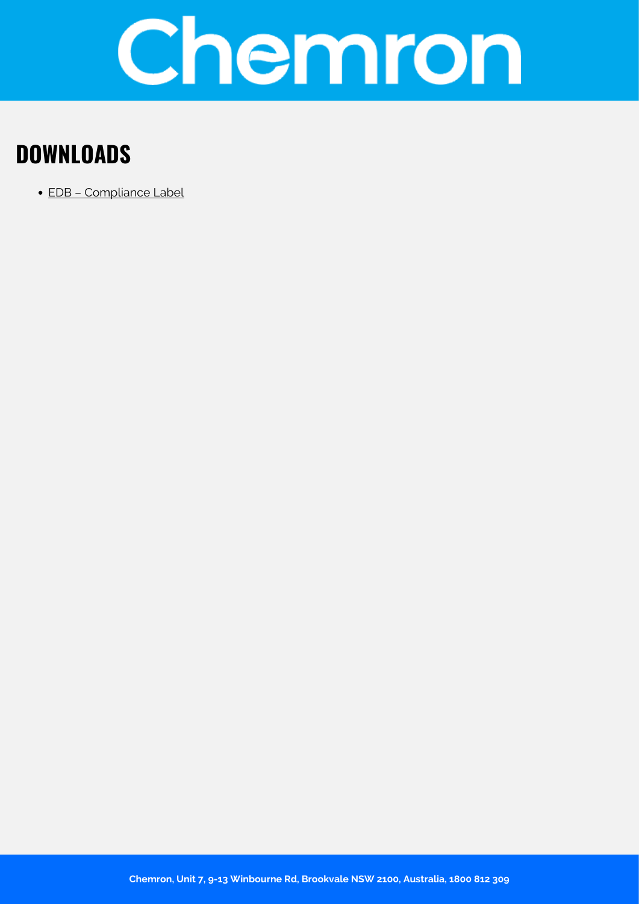# Chemron

## DOWNLOADS

- EDB – Compliance Label

Chemron, Unit 7, 9-13 Winbourne Rd, Brookvale NSW 2100, Australia, 1800 812 309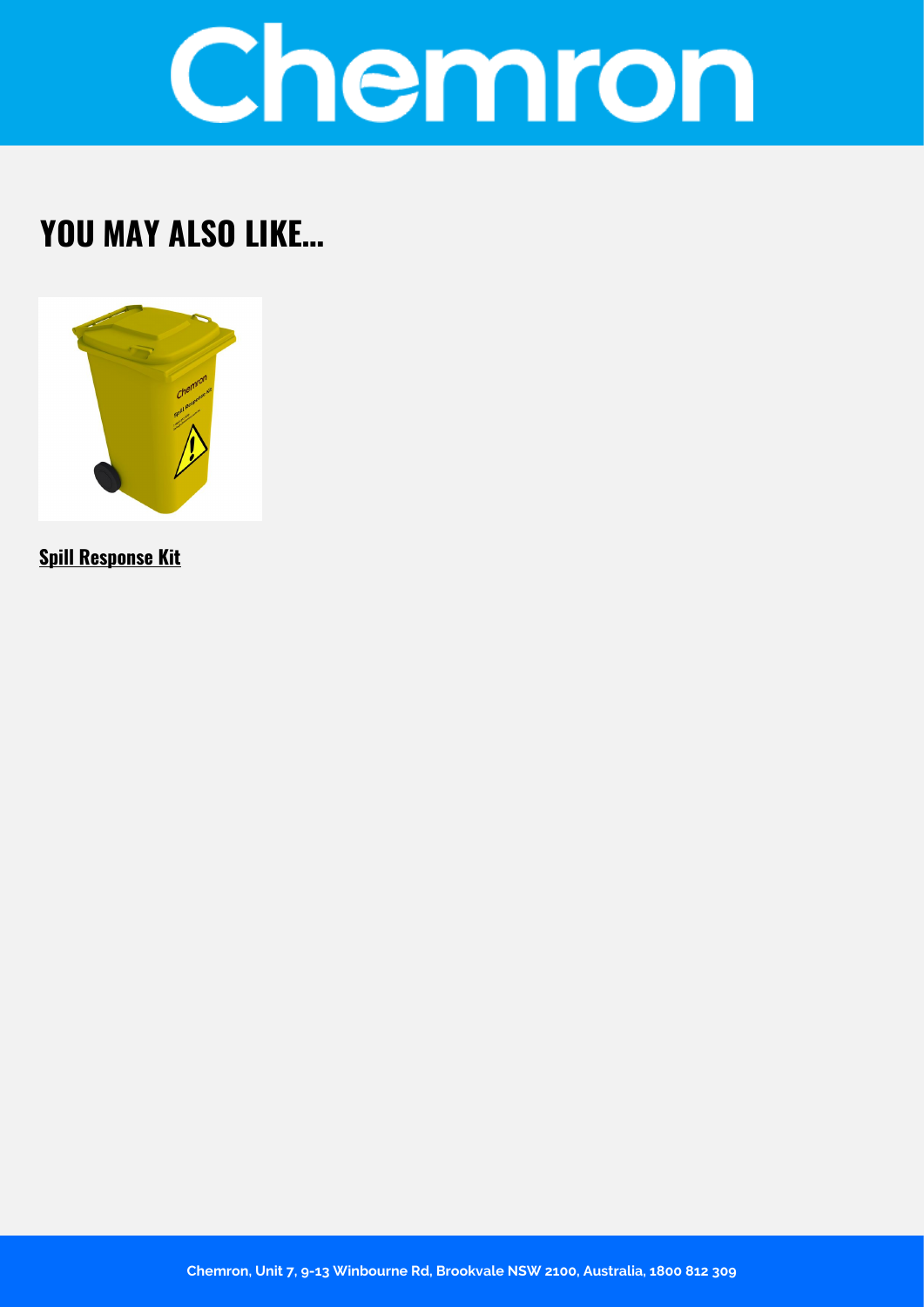# Chemron

## YOU MAY ALSO LIKE...

**Spill Response Kit**

Chemron, Unit 7, 9-13 Winbourne Rd, Brookvale NSW 2100, Australia, 1800 812 309